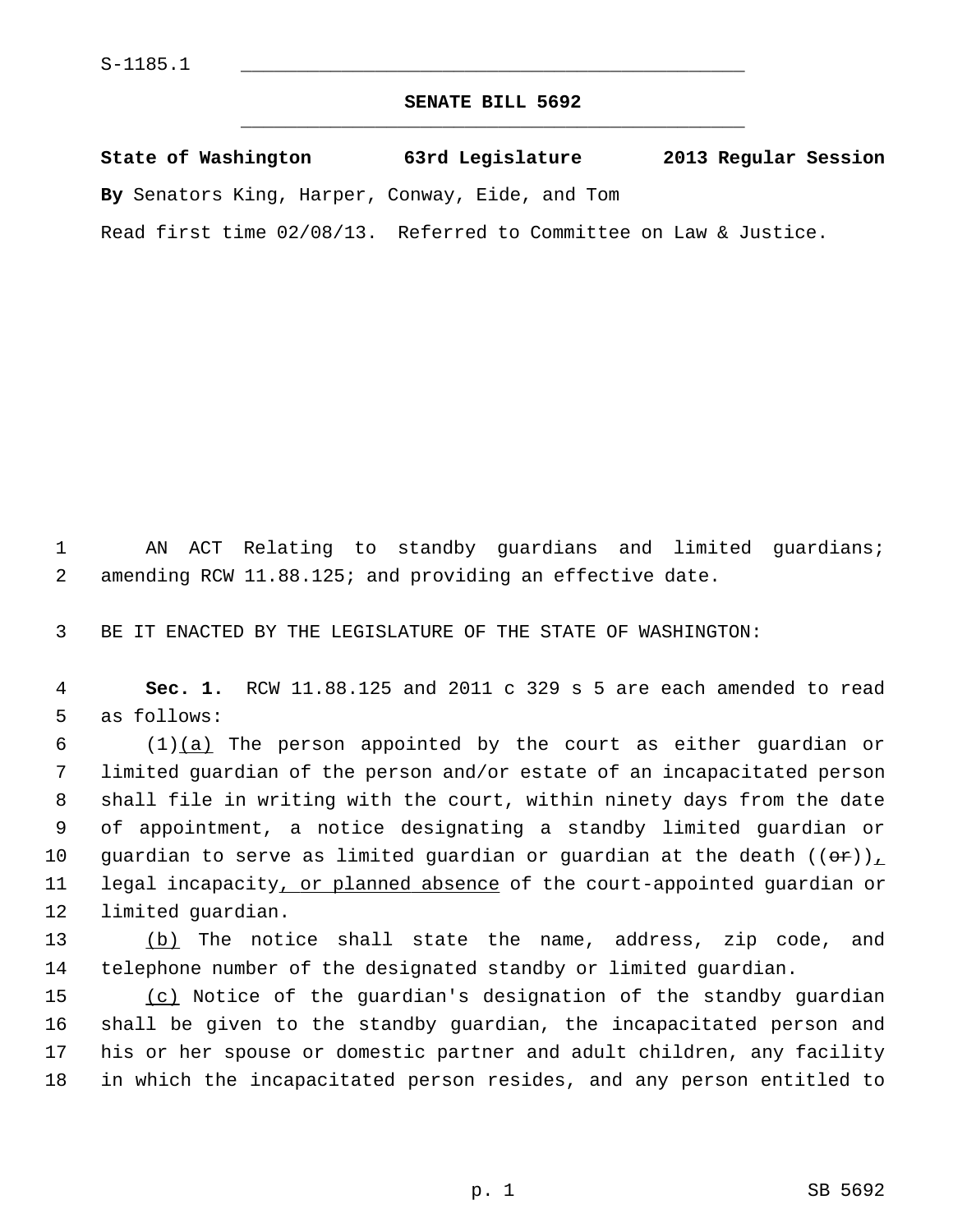S-1185.1

# SENATE BILL 5692

**State of Washington 63rd Legislature 2013 Regular Session**

**By** Senators King, Harper, Conway, Eide, and Tom

Read first time 02/08/13. Referred to Committee on Law & Justice.

AN ACT Relating to standby guardians and limited guardians; amending RCW 11.88.125; and providing an effective date.

BE IT ENACTED BY THE LEGISLATURE OF THE STATE OF WASHINGTON:

**Sec. 1.** RCW 11.88.125 and 2011 c 329 s 5 are each amended to read as follows:

(1)<u>(a)</u> The person appointed by the court as either guardian or limited guardian of the person and/or estate of an incapacitated person shall file in writing with the court, within ninety days from the date of appointment, a notice designating a standby limited guardian or guardian to serve as limited guardian or guardian at the death ((~~or~~))<u>,</u> legal incapacity<u>, or planned absence</u> of the court-appointed guardian or limited guardian.

<u>(b)</u> The notice shall state the name, address, zip code, and telephone number of the designated standby or limited guardian.

<u>(c)</u> Notice of the guardian's designation of the standby guardian shall be given to the standby guardian, the incapacitated person and his or her spouse or domestic partner and adult children, any facility in which the incapacitated person resides, and any person entitled to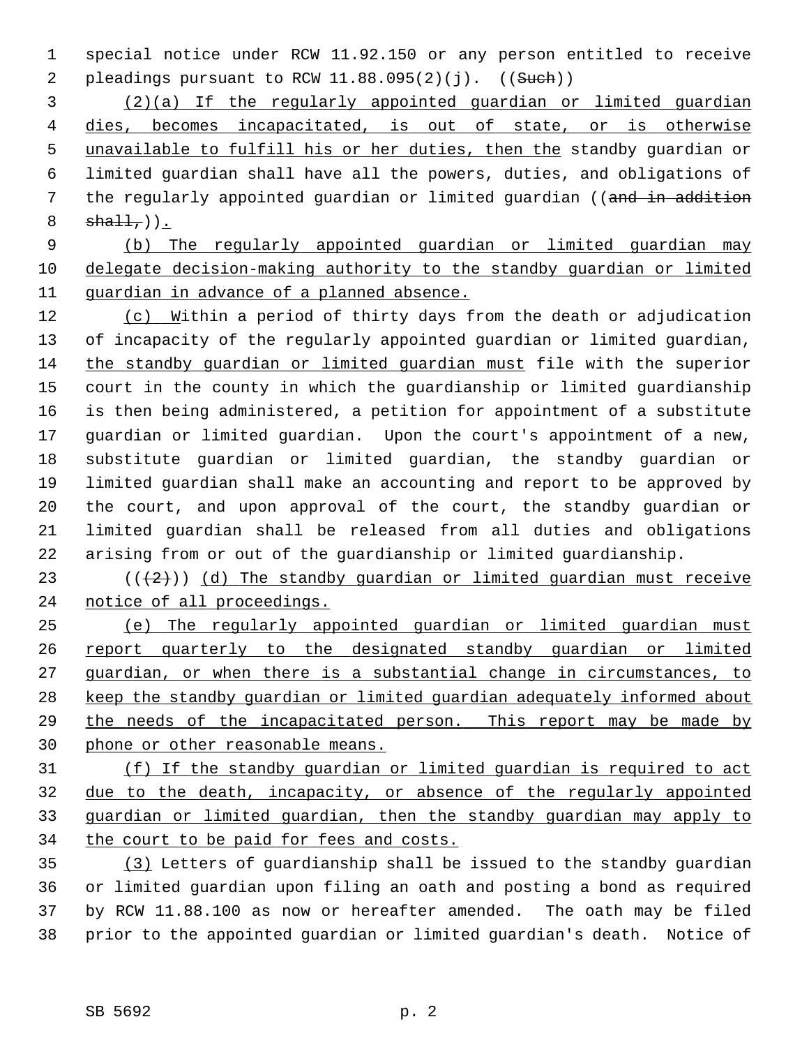special notice under RCW 11.92.150 or any person entitled to receive pleadings pursuant to RCW 11.88.095(2)(j). ((~~Such~~))

(2)(a) If the regularly appointed guardian or limited guardian dies, becomes incapacitated, is out of state, or is otherwise unavailable to fulfill his or her duties, then the standby guardian or limited guardian shall have all the powers, duties, and obligations of the regularly appointed guardian or limited guardian ((~~and in addition shall,~~)).

(b) The regularly appointed guardian or limited guardian may delegate decision-making authority to the standby guardian or limited guardian in advance of a planned absence.

(c) Within a period of thirty days from the death or adjudication of incapacity of the regularly appointed guardian or limited guardian, the standby guardian or limited guardian must file with the superior court in the county in which the guardianship or limited guardianship is then being administered, a petition for appointment of a substitute guardian or limited guardian. Upon the court's appointment of a new, substitute guardian or limited guardian, the standby guardian or limited guardian shall make an accounting and report to be approved by the court, and upon approval of the court, the standby guardian or limited guardian shall be released from all duties and obligations arising from or out of the guardianship or limited guardianship.

((~~(2)~~)) (d) The standby guardian or limited guardian must receive notice of all proceedings.

(e) The regularly appointed guardian or limited guardian must report quarterly to the designated standby guardian or limited guardian, or when there is a substantial change in circumstances, to keep the standby guardian or limited guardian adequately informed about the needs of the incapacitated person. This report may be made by phone or other reasonable means.

(f) If the standby guardian or limited guardian is required to act due to the death, incapacity, or absence of the regularly appointed guardian or limited guardian, then the standby guardian may apply to the court to be paid for fees and costs.

(3) Letters of guardianship shall be issued to the standby guardian or limited guardian upon filing an oath and posting a bond as required by RCW 11.88.100 as now or hereafter amended. The oath may be filed prior to the appointed guardian or limited guardian's death. Notice of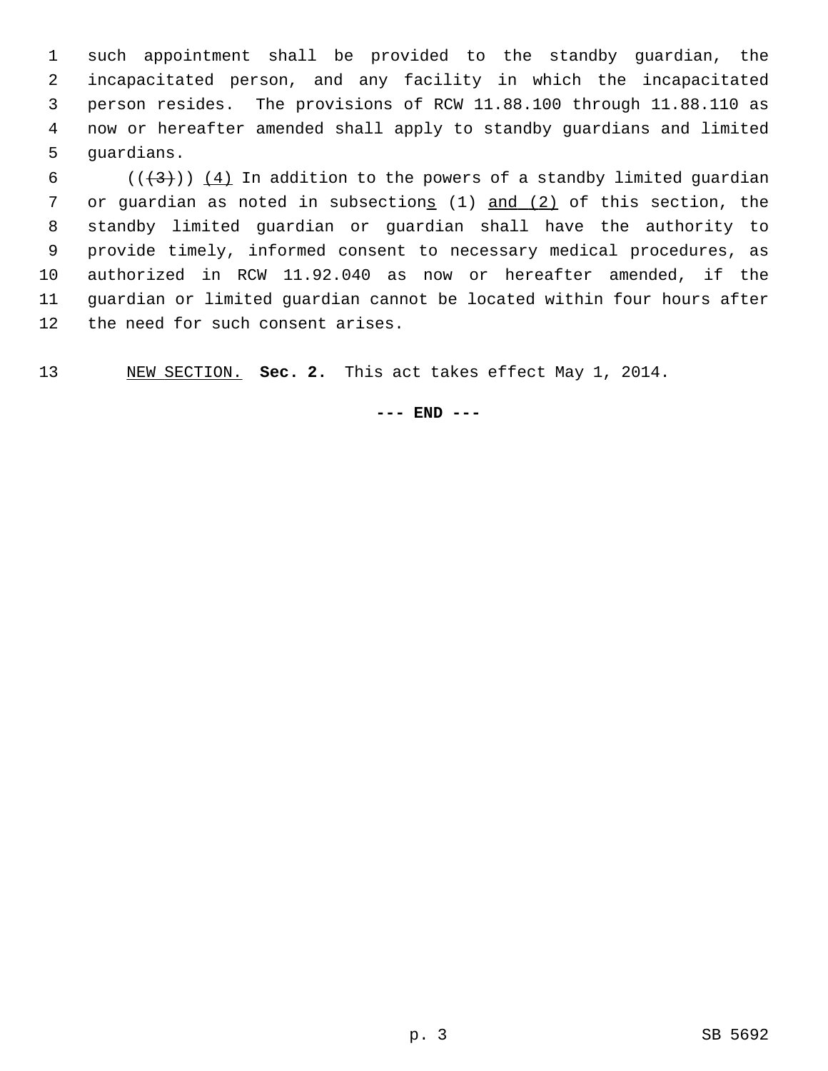such appointment shall be provided to the standby guardian, the incapacitated person, and any facility in which the incapacitated person resides. The provisions of RCW 11.88.100 through 11.88.110 as now or hereafter amended shall apply to standby guardians and limited guardians.

((~~(3)~~)) (4) In addition to the powers of a standby limited guardian or guardian as noted in subsections (1) and (2) of this section, the standby limited guardian or guardian shall have the authority to provide timely, informed consent to necessary medical procedures, as authorized in RCW 11.92.040 as now or hereafter amended, if the guardian or limited guardian cannot be located within four hours after the need for such consent arises.

NEW SECTION. **Sec. 2.** This act takes effect May 1, 2014.

**--- END ---**